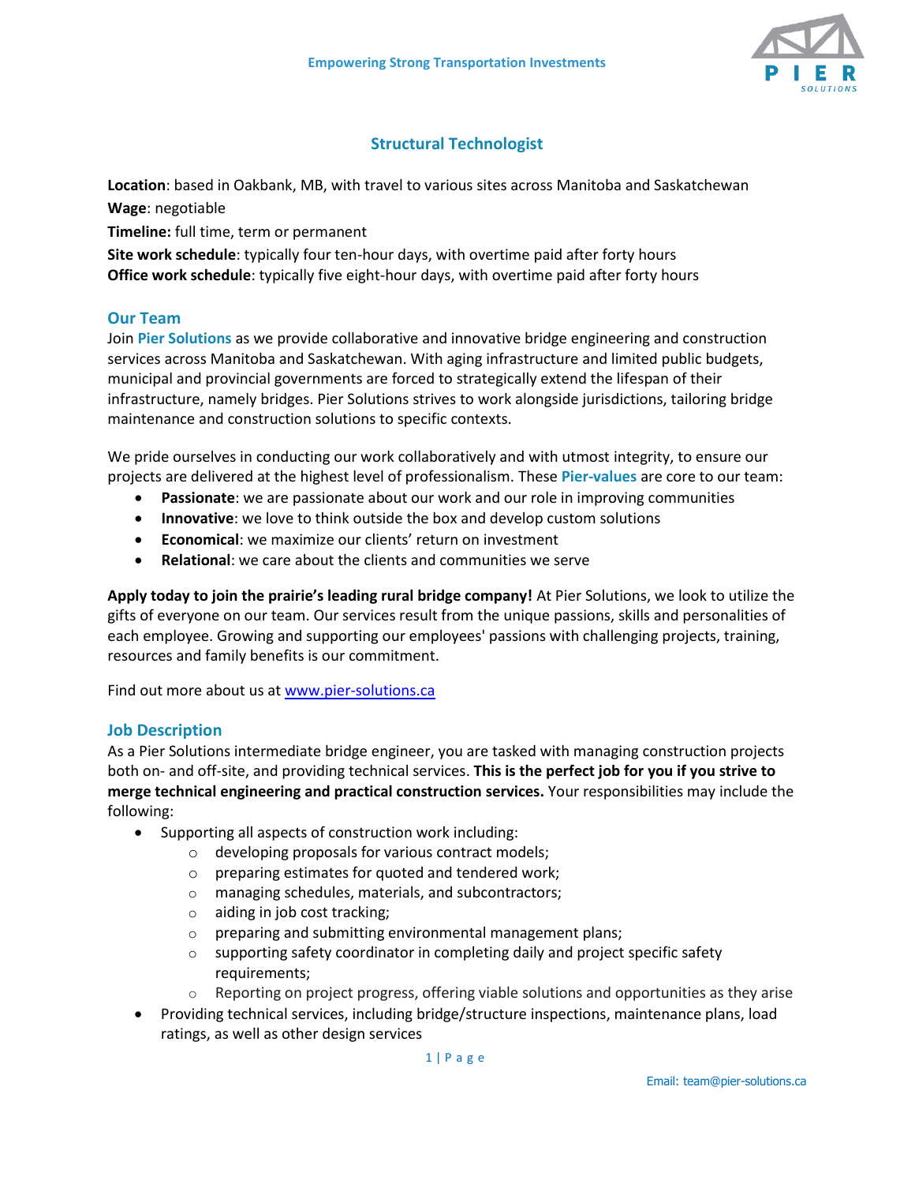Empowering Strong Transportation Investments

# Structural Technologist

**Location**: based in Oakbank, MB, with travel to various sites across Manitoba and Saskatchewan
**Wage**: negotiable
**Timeline:** full time, term or permanent
**Site work schedule**: typically four ten-hour days, with overtime paid after forty hours
**Office work schedule**: typically five eight-hour days, with overtime paid after forty hours

## Our Team

Join **Pier Solutions** as we provide collaborative and innovative bridge engineering and construction services across Manitoba and Saskatchewan. With aging infrastructure and limited public budgets, municipal and provincial governments are forced to strategically extend the lifespan of their infrastructure, namely bridges. Pier Solutions strives to work alongside jurisdictions, tailoring bridge maintenance and construction solutions to specific contexts.

We pride ourselves in conducting our work collaboratively and with utmost integrity, to ensure our projects are delivered at the highest level of professionalism. These **Pier-values** are core to our team:

- **Passionate**: we are passionate about our work and our role in improving communities
- **Innovative**: we love to think outside the box and develop custom solutions
- **Economical**: we maximize our clients' return on investment
- **Relational**: we care about the clients and communities we serve

**Apply today to join the prairie's leading rural bridge company!** At Pier Solutions, we look to utilize the gifts of everyone on our team. Our services result from the unique passions, skills and personalities of each employee. Growing and supporting our employees' passions with challenging projects, training, resources and family benefits is our commitment.

Find out more about us at www.pier-solutions.ca

## Job Description

As a Pier Solutions intermediate bridge engineer, you are tasked with managing construction projects both on- and off-site, and providing technical services. **This is the perfect job for you if you strive to merge technical engineering and practical construction services.** Your responsibilities may include the following:

- Supporting all aspects of construction work including:
  - developing proposals for various contract models;
  - preparing estimates for quoted and tendered work;
  - managing schedules, materials, and subcontractors;
  - aiding in job cost tracking;
  - preparing and submitting environmental management plans;
  - supporting safety coordinator in completing daily and project specific safety requirements;
  - Reporting on project progress, offering viable solutions and opportunities as they arise
- Providing technical services, including bridge/structure inspections, maintenance plans, load ratings, as well as other design services

Email: team@pier-solutions.ca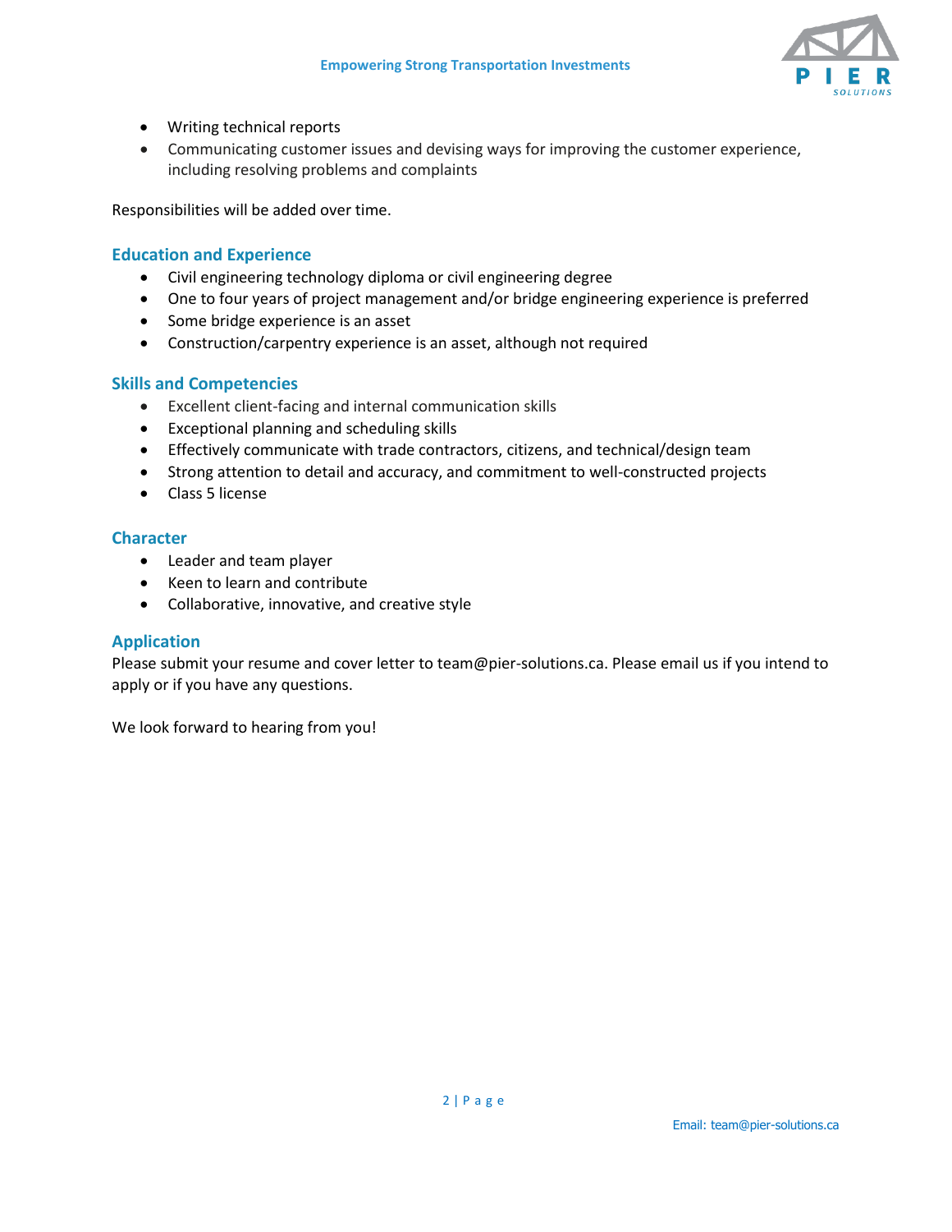- Writing technical reports
- Communicating customer issues and devising ways for improving the customer experience, including resolving problems and complaints

Responsibilities will be added over time.

## Education and Experience

- Civil engineering technology diploma or civil engineering degree
- One to four years of project management and/or bridge engineering experience is preferred
- Some bridge experience is an asset
- Construction/carpentry experience is an asset, although not required

## Skills and Competencies

- Excellent client-facing and internal communication skills
- Exceptional planning and scheduling skills
- Effectively communicate with trade contractors, citizens, and technical/design team
- Strong attention to detail and accuracy, and commitment to well-constructed projects
- Class 5 license

## Character

- Leader and team player
- Keen to learn and contribute
- Collaborative, innovative, and creative style

## Application

Please submit your resume and cover letter to team@pier-solutions.ca. Please email us if you intend to apply or if you have any questions.

We look forward to hearing from you!